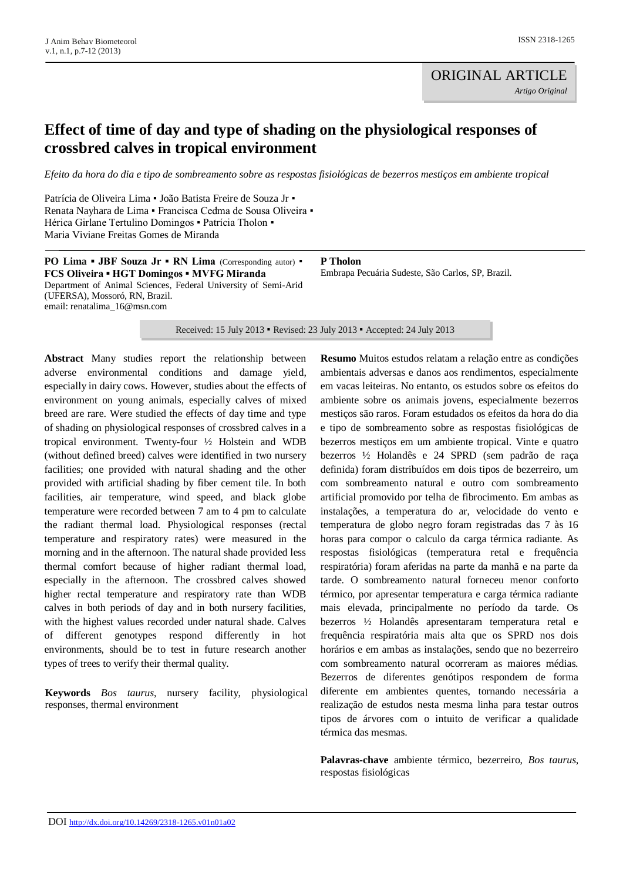ORIGINAL ARTICLE

*Artigo Original*

# Effect of time of day and type of shading on the physiological responses of crossbred calves in tropical environment

*Efeito da hora do dia e tipo de sombreamento sobre as respostas fisiológicas de bezerros mestiços em ambiente tropical*

Patrícia de Oliveira Lima ▪ João Batista Freire de Souza Jr ▪ Renata Nayhara de Lima ▪ Francisca Cedma de Sousa Oliveira ▪ Hérica Girlane Tertulino Domingos ▪ Patrícia Tholon ▪ Maria Viviane Freitas Gomes de Miranda

**PO Lima ▪ JBF Souza Jr ▪ RN Lima** (Corresponding autor) ▪ **FCS Oliveira ▪ HGT Domingos ▪ MVFG Miranda**
Department of Animal Sciences, Federal University of Semi-Arid (UFERSA), Mossoró, RN, Brazil.
email: renatalima_16@msn.com

**P Tholon**
Embrapa Pecuária Sudeste, São Carlos, SP, Brazil.

Received: 15 July 2013 ▪ Revised: 23 July 2013 ▪ Accepted: 24 July 2013

**Abstract** Many studies report the relationship between adverse environmental conditions and damage yield, especially in dairy cows. However, studies about the effects of environment on young animals, especially calves of mixed breed are rare. Were studied the effects of day time and type of shading on physiological responses of crossbred calves in a tropical environment. Twenty-four ½ Holstein and WDB (without defined breed) calves were identified in two nursery facilities; one provided with natural shading and the other provided with artificial shading by fiber cement tile. In both facilities, air temperature, wind speed, and black globe temperature were recorded between 7 am to 4 pm to calculate the radiant thermal load. Physiological responses (rectal temperature and respiratory rates) were measured in the morning and in the afternoon. The natural shade provided less thermal comfort because of higher radiant thermal load, especially in the afternoon. The crossbred calves showed higher rectal temperature and respiratory rate than WDB calves in both periods of day and in both nursery facilities, with the highest values recorded under natural shade. Calves of different genotypes respond differently in hot environments, should be to test in future research another types of trees to verify their thermal quality.

**Keywords** *Bos taurus*, nursery facility, physiological responses, thermal environment

**Resumo** Muitos estudos relatam a relação entre as condições ambientais adversas e danos aos rendimentos, especialmente em vacas leiteiras. No entanto, os estudos sobre os efeitos do ambiente sobre os animais jovens, especialmente bezerros mestiços são raros. Foram estudados os efeitos da hora do dia e tipo de sombreamento sobre as respostas fisiológicas de bezerros mestiços em um ambiente tropical. Vinte e quatro bezerros ½ Holandês e 24 SPRD (sem padrão de raça definida) foram distribuídos em dois tipos de bezerreiro, um com sombreamento natural e outro com sombreamento artificial promovido por telha de fibrocimento. Em ambas as instalações, a temperatura do ar, velocidade do vento e temperatura de globo negro foram registradas das 7 às 16 horas para compor o calculo da carga térmica radiante. As respostas fisiológicas (temperatura retal e frequência respiratória) foram aferidas na parte da manhã e na parte da tarde. O sombreamento natural forneceu menor conforto térmico, por apresentar temperatura e carga térmica radiante mais elevada, principalmente no período da tarde. Os bezerros ½ Holandês apresentaram temperatura retal e frequência respiratória mais alta que os SPRD nos dois horários e em ambas as instalações, sendo que no bezerreiro com sombreamento natural ocorreram as maiores médias. Bezerros de diferentes genótipos respondem de forma diferente em ambientes quentes, tornando necessária a realização de estudos nesta mesma linha para testar outros tipos de árvores com o intuito de verificar a qualidade térmica das mesmas.

**Palavras-chave** ambiente térmico, bezerreiro, *Bos taurus*, respostas fisiológicas

DOI http://dx.doi.org/10.14269/2318-1265.v01n01a02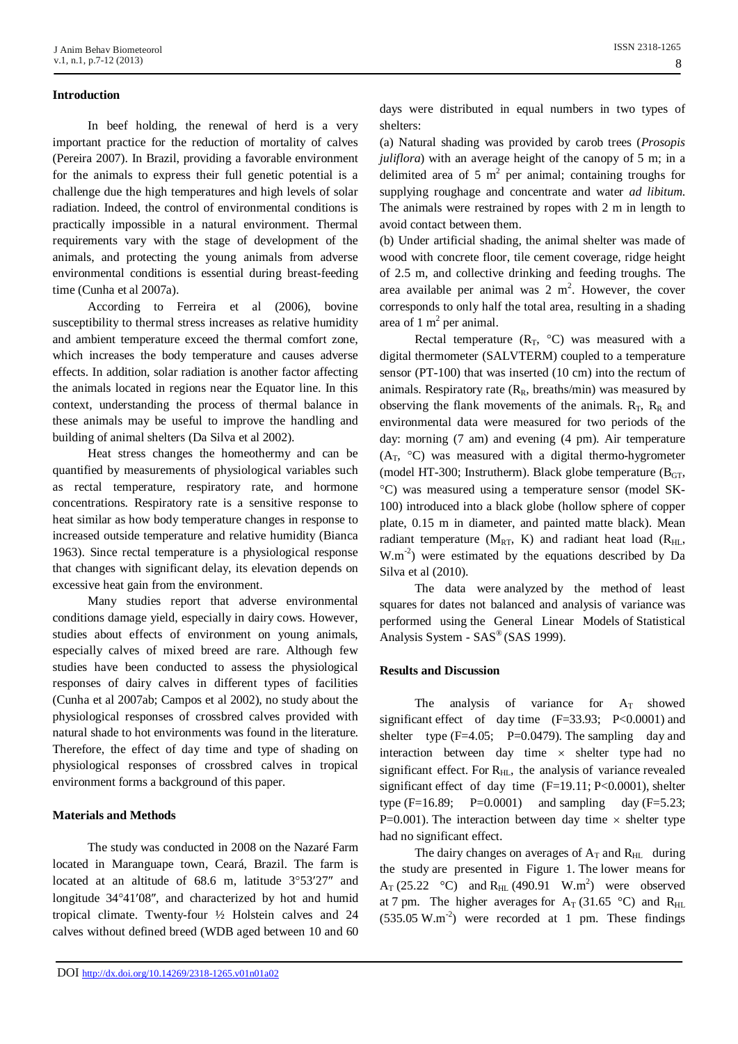## Introduction

In beef holding, the renewal of herd is a very important practice for the reduction of mortality of calves (Pereira 2007). In Brazil, providing a favorable environment for the animals to express their full genetic potential is a challenge due the high temperatures and high levels of solar radiation. Indeed, the control of environmental conditions is practically impossible in a natural environment. Thermal requirements vary with the stage of development of the animals, and protecting the young animals from adverse environmental conditions is essential during breast-feeding time (Cunha et al 2007a).

According to Ferreira et al (2006), bovine susceptibility to thermal stress increases as relative humidity and ambient temperature exceed the thermal comfort zone, which increases the body temperature and causes adverse effects. In addition, solar radiation is another factor affecting the animals located in regions near the Equator line. In this context, understanding the process of thermal balance in these animals may be useful to improve the handling and building of animal shelters (Da Silva et al 2002).

Heat stress changes the homeothermy and can be quantified by measurements of physiological variables such as rectal temperature, respiratory rate, and hormone concentrations. Respiratory rate is a sensitive response to heat similar as how body temperature changes in response to increased outside temperature and relative humidity (Bianca 1963). Since rectal temperature is a physiological response that changes with significant delay, its elevation depends on excessive heat gain from the environment.

Many studies report that adverse environmental conditions damage yield, especially in dairy cows. However, studies about effects of environment on young animals, especially calves of mixed breed are rare. Although few studies have been conducted to assess the physiological responses of dairy calves in different types of facilities (Cunha et al 2007ab; Campos et al 2002), no study about the physiological responses of crossbred calves provided with natural shade to hot environments was found in the literature. Therefore, the effect of day time and type of shading on physiological responses of crossbred calves in tropical environment forms a background of this paper.

## Materials and Methods

The study was conducted in 2008 on the Nazaré Farm located in Maranguape town, Ceará, Brazil. The farm is located at an altitude of 68.6 m, latitude 3°53′27″ and longitude 34°41′08″, and characterized by hot and humid tropical climate. Twenty-four ½ Holstein calves and 24 calves without defined breed (WDB aged between 10 and 60 days were distributed in equal numbers in two types of shelters:

(a) Natural shading was provided by carob trees (*Prosopis juliflora*) with an average height of the canopy of 5 m; in a delimited area of 5 m$^2$ per animal; containing troughs for supplying roughage and concentrate and water *ad libitum*. The animals were restrained by ropes with 2 m in length to avoid contact between them.

(b) Under artificial shading, the animal shelter was made of wood with concrete floor, tile cement coverage, ridge height of 2.5 m, and collective drinking and feeding troughs. The area available per animal was 2 m$^2$. However, the cover corresponds to only half the total area, resulting in a shading area of 1 m$^2$ per animal.

Rectal temperature ($R_T$, °C) was measured with a digital thermometer (SALVTERM) coupled to a temperature sensor (PT-100) that was inserted (10 cm) into the rectum of animals. Respiratory rate ($R_R$, breaths/min) was measured by observing the flank movements of the animals. $R_T$, $R_R$ and environmental data were measured for two periods of the day: morning (7 am) and evening (4 pm). Air temperature ($A_T$, °C) was measured with a digital thermo-hygrometer (model HT-300; Instrutherm). Black globe temperature ($B_{GT}$, °C) was measured using a temperature sensor (model SK-100) introduced into a black globe (hollow sphere of copper plate, 0.15 m in diameter, and painted matte black). Mean radiant temperature ($M_{RT}$, K) and radiant heat load ($R_{HL}$, W.m$^{-2}$) were estimated by the equations described by Da Silva et al (2010).

The data were analyzed by the method of least squares for dates not balanced and analysis of variance was performed using the General Linear Models of Statistical Analysis System - SAS® (SAS 1999).

## Results and Discussion

The analysis of variance for $A_T$ showed significant effect of day time (F=33.93; P<0.0001) and shelter type (F=4.05; P=0.0479). The sampling day and interaction between day time × shelter type had no significant effect. For $R_{HL}$, the analysis of variance revealed significant effect of day time (F=19.11; P<0.0001), shelter type (F=16.89; P=0.0001) and sampling day (F=5.23; P=0.001). The interaction between day time × shelter type had no significant effect.

The dairy changes on averages of $A_T$ and $R_{HL}$ during the study are presented in Figure 1. The lower means for $A_T$ (25.22 °C) and $R_{HL}$ (490.91 W.m$^2$) were observed at 7 pm. The higher averages for $A_T$ (31.65 °C) and $R_{HL}$ (535.05 W.m$^{-2}$) were recorded at 1 pm. These findings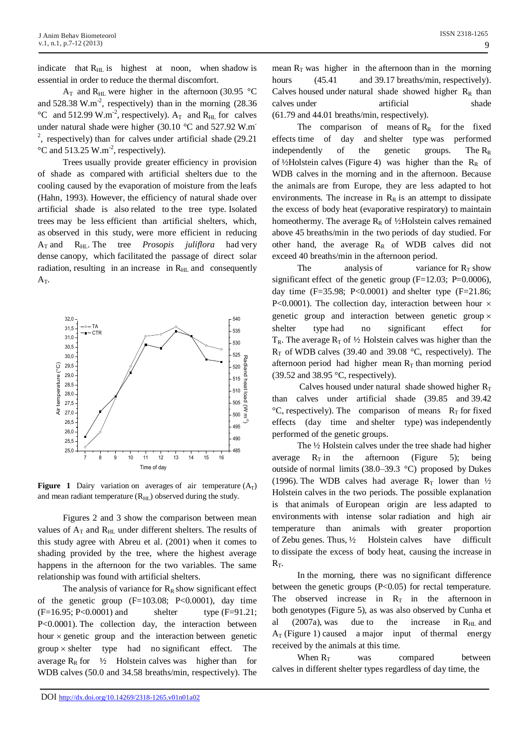indicate that $R_{HL}$ is highest at noon, when shadow is essential in order to reduce the thermal discomfort.

$A_T$ and $R_{HL}$ were higher in the afternoon (30.95 °C and 528.38 W.m$^{-2}$, respectively) than in the morning (28.36 °C and 512.99 W.m$^{-2}$, respectively). $A_T$ and $R_{HL}$ for calves under natural shade were higher (30.10 °C and 527.92 W.m$^{-2}$, respectively) than for calves under artificial shade (29.21 °C and 513.25 W.m$^{-2}$, respectively).

Trees usually provide greater efficiency in provision of shade as compared with artificial shelters due to the cooling caused by the evaporation of moisture from the leafs (Hahn, 1993). However, the efficiency of natural shade over artificial shade is also related to the tree type. Isolated trees may be less efficient than artificial shelters, which, as observed in this study, were more efficient in reducing $A_T$ and $R_{HL}$. The tree *Prosopis juliflora* had very dense canopy, which facilitated the passage of direct solar radiation, resulting in an increase in $R_{HL}$ and consequently $A_T$.

**Figure 1** Dairy variation on averages of air temperature ($A_T$) and mean radiant temperature ($R_{HL}$) observed during the study.

Figures 2 and 3 show the comparison between mean values of $A_T$ and $R_{HL}$ under different shelters. The results of this study agree with Abreu et al. (2001) when it comes to shading provided by the tree, where the highest average happens in the afternoon for the two variables. The same relationship was found with artificial shelters.

The analysis of variance for $R_R$ show significant effect of the genetic group ($F$=103.08; $P$<0.0001), day time ($F$=16.95; $P$<0.0001) and shelter type ($F$=91.21; $P$<0.0001). The collection day, the interaction between hour × genetic group and the interaction between genetic group × shelter type had no significant effect. The average $R_R$ for ½ Holstein calves was higher than for WDB calves (50.0 and 34.58 breaths/min, respectively). The mean $R_T$ was higher in the afternoon than in the morning hours (45.41 and 39.17 breaths/min, respectively). Calves housed under natural shade showed higher $R_R$ than calves under artificial shade (61.79 and 44.01 breaths/min, respectively).

The comparison of means of $R_R$ for the fixed effects time of day and shelter type was performed independently of the genetic groups. The $R_R$ of ½Holstein calves (Figure 4) was higher than the $R_R$ of WDB calves in the morning and in the afternoon. Because the animals are from Europe, they are less adapted to hot environments. The increase in $R_R$ is an attempt to dissipate the excess of body heat (evaporative respiratory) to maintain homeothermy. The average $R_R$ of ½Holstein calves remained above 45 breaths/min in the two periods of day studied. For other hand, the average $R_R$ of WDB calves did not exceed 40 breaths/min in the afternoon period.

The analysis of variance for $R_T$ show significant effect of the genetic group ($F$=12.03; $P$=0.0006), day time ($F$=35.98; $P$<0.0001) and shelter type ($F$=21.86; $P$<0.0001). The collection day, interaction between hour × genetic group and interaction between genetic group × shelter type had no significant effect for $T_R$. The average $R_T$ of ½ Holstein calves was higher than the $R_T$ of WDB calves (39.40 and 39.08 °C, respectively). The afternoon period had higher mean $R_T$ than morning period (39.52 and 38.95 °C, respectively).

Calves housed under natural shade showed higher $R_T$ than calves under artificial shade (39.85 and 39.42 °C, respectively). The comparison of means $R_T$ for fixed effects (day time and shelter type) was independently performed of the genetic groups.

The ½ Holstein calves under the tree shade had higher average $R_T$ in the afternoon (Figure 5); being outside of normal limits (38.0–39.3 °C) proposed by Dukes (1996). The WDB calves had average $R_T$ lower than ½ Holstein calves in the two periods. The possible explanation is that animals of European origin are less adapted to environments with intense solar radiation and high air temperature than animals with greater proportion of Zebu genes. Thus, ½ Holstein calves have difficult to dissipate the excess of body heat, causing the increase in $R_T$.

In the morning, there was no significant difference between the genetic groups ($P$<0.05) for rectal temperature. The observed increase in $R_T$ in the afternoon in both genotypes (Figure 5), as was also observed by Cunha et al (2007a), was due to the increase in $R_{HL}$ and $A_T$ (Figure 1) caused a major input of thermal energy received by the animals at this time.

When $R_T$ was compared between calves in different shelter types regardless of day time, the

DOI http://dx.doi.org/10.14269/2318-1265.v01n01a02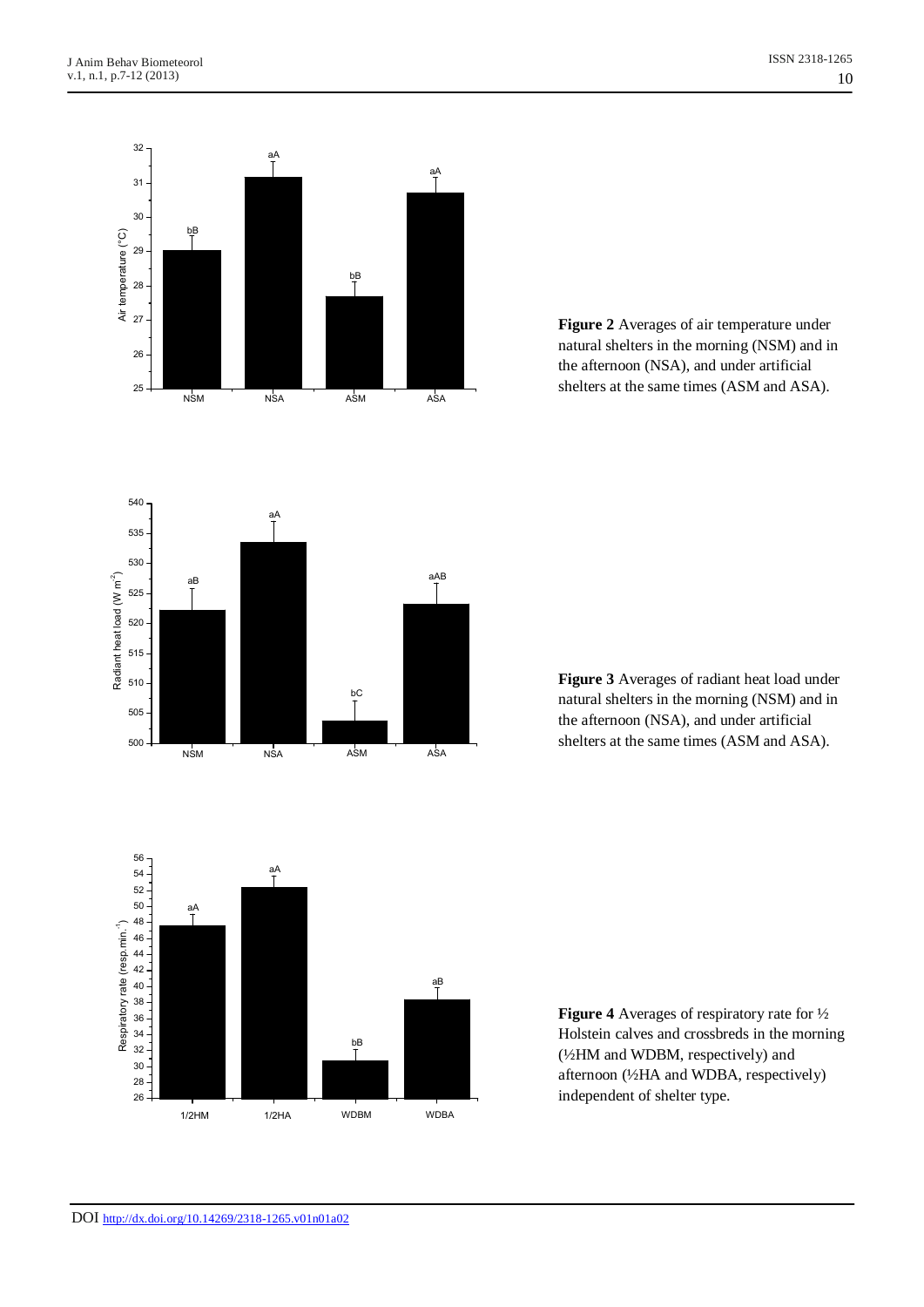**Figure 2** Averages of air temperature under natural shelters in the morning (NSM) and in the afternoon (NSA), and under artificial shelters at the same times (ASM and ASA).

**Figure 3** Averages of radiant heat load under natural shelters in the morning (NSM) and in the afternoon (NSA), and under artificial shelters at the same times (ASM and ASA).

**Figure 4** Averages of respiratory rate for ½ Holstein calves and crossbreds in the morning (½HM and WDBM, respectively) and afternoon (½HA and WDBA, respectively) independent of shelter type.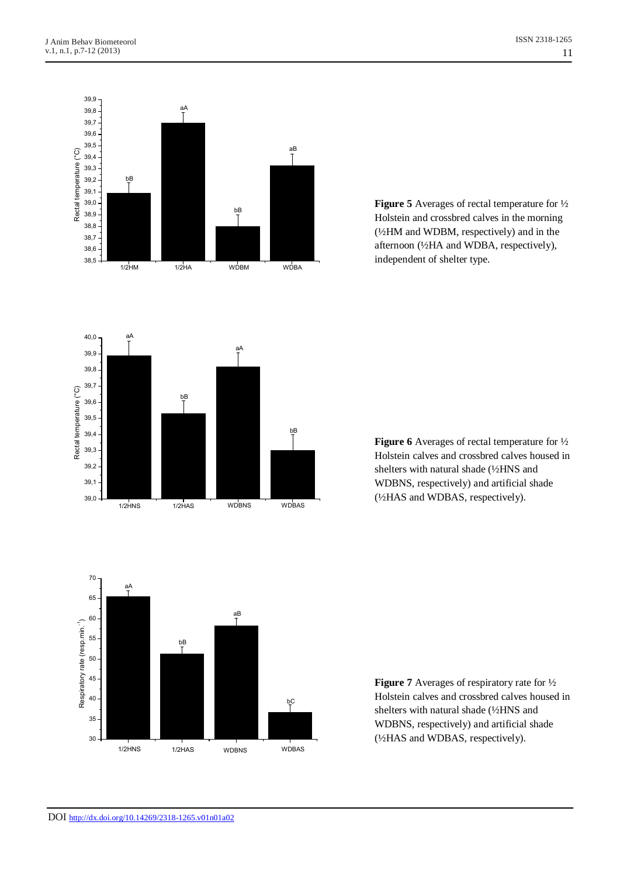**Figure 5** Averages of rectal temperature for ½ Holstein and crossbred calves in the morning (½HM and WDBM, respectively) and in the afternoon (½HA and WDBA, respectively), independent of shelter type.

**Figure 6** Averages of rectal temperature for ½ Holstein calves and crossbred calves housed in shelters with natural shade (½HNS and WDBNS, respectively) and artificial shade (½HAS and WDBAS, respectively).

**Figure 7** Averages of respiratory rate for ½ Holstein calves and crossbred calves housed in shelters with natural shade (½HNS and WDBNS, respectively) and artificial shade (½HAS and WDBAS, respectively).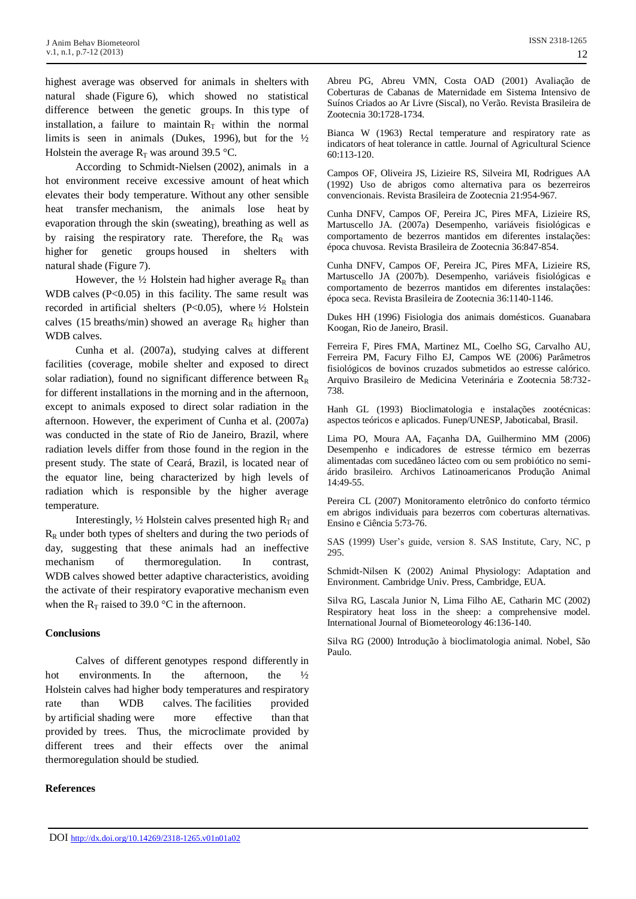highest average was observed for animals in shelters with natural shade (Figure 6), which showed no statistical difference between the genetic groups. In this type of installation, a failure to maintain $R_T$ within the normal limits is seen in animals (Dukes, 1996), but for the ½ Holstein the average $R_T$ was around 39.5 °C.

According to Schmidt-Nielsen (2002), animals in a hot environment receive excessive amount of heat which elevates their body temperature. Without any other sensible heat transfer mechanism, the animals lose heat by evaporation through the skin (sweating), breathing as well as by raising the respiratory rate. Therefore, the $R_R$ was higher for genetic groups housed in shelters with natural shade (Figure 7).

However, the ½ Holstein had higher average $R_R$ than WDB calves ($P<0.05$) in this facility. The same result was recorded in artificial shelters ($P<0.05$), where ½ Holstein calves (15 breaths/min) showed an average $R_R$ higher than WDB calves.

Cunha et al. (2007a), studying calves at different facilities (coverage, mobile shelter and exposed to direct solar radiation), found no significant difference between $R_R$ for different installations in the morning and in the afternoon, except to animals exposed to direct solar radiation in the afternoon. However, the experiment of Cunha et al. (2007a) was conducted in the state of Rio de Janeiro, Brazil, where radiation levels differ from those found in the region in the present study. The state of Ceará, Brazil, is located near of the equator line, being characterized by high levels of radiation which is responsible by the higher average temperature.

Interestingly, ½ Holstein calves presented high $R_T$ and $R_R$ under both types of shelters and during the two periods of day, suggesting that these animals had an ineffective mechanism of thermoregulation. In contrast, WDB calves showed better adaptive characteristics, avoiding the activate of their respiratory evaporative mechanism even when the $R_T$ raised to 39.0 °C in the afternoon.

## Conclusions

Calves of different genotypes respond differently in hot environments. In the afternoon, the ½ Holstein calves had higher body temperatures and respiratory rate than WDB calves. The facilities provided by artificial shading were more effective than that provided by trees. Thus, the microclimate provided by different trees and their effects over the animal thermoregulation should be studied.

## References

Abreu PG, Abreu VMN, Costa OAD (2001) Avaliação de Coberturas de Cabanas de Maternidade em Sistema Intensivo de Suínos Criados ao Ar Livre (Siscal), no Verão. Revista Brasileira de Zootecnia 30:1728-1734.

Bianca W (1963) Rectal temperature and respiratory rate as indicators of heat tolerance in cattle. Journal of Agricultural Science 60:113-120.

Campos OF, Oliveira JS, Lizieire RS, Silveira MI, Rodrigues AA (1992) Uso de abrigos como alternativa para os bezerreiros convencionais. Revista Brasileira de Zootecnia 21:954-967.

Cunha DNFV, Campos OF, Pereira JC, Pires MFA, Lizieire RS, Martuscello JA. (2007a) Desempenho, variáveis fisiológicas e comportamento de bezerros mantidos em diferentes instalações: época chuvosa. Revista Brasileira de Zootecnia 36:847-854.

Cunha DNFV, Campos OF, Pereira JC, Pires MFA, Lizieire RS, Martuscello JA (2007b). Desempenho, variáveis fisiológicas e comportamento de bezerros mantidos em diferentes instalações: época seca. Revista Brasileira de Zootecnia 36:1140-1146.

Dukes HH (1996) Fisiologia dos animais domésticos. Guanabara Koogan, Rio de Janeiro, Brasil.

Ferreira F, Pires FMA, Martinez ML, Coelho SG, Carvalho AU, Ferreira PM, Facury Filho EJ, Campos WE (2006) Parâmetros fisiológicos de bovinos cruzados submetidos ao estresse calórico. Arquivo Brasileiro de Medicina Veterinária e Zootecnia 58:732-738.

Hanh GL (1993) Bioclimatologia e instalações zootécnicas: aspectos teóricos e aplicados. Funep/UNESP, Jaboticabal, Brasil.

Lima PO, Moura AA, Façanha DA, Guilhermino MM (2006) Desempenho e indicadores de estresse térmico em bezerras alimentadas com sucedâneo lácteo com ou sem probiótico no semi-árido brasileiro. Archivos Latinoamericanos Produção Animal 14:49-55.

Pereira CL (2007) Monitoramento eletrônico do conforto térmico em abrigos individuais para bezerros com coberturas alternativas. Ensino e Ciência 5:73-76.

SAS (1999) User's guide, version 8. SAS Institute, Cary, NC, p 295.

Schmidt-Nilsen K (2002) Animal Physiology: Adaptation and Environment. Cambridge Univ. Press, Cambridge, EUA.

Silva RG, Lascala Junior N, Lima Filho AE, Catharin MC (2002) Respiratory heat loss in the sheep: a comprehensive model. International Journal of Biometeorology 46:136-140.

Silva RG (2000) Introdução à bioclimatologia animal. Nobel, São Paulo.